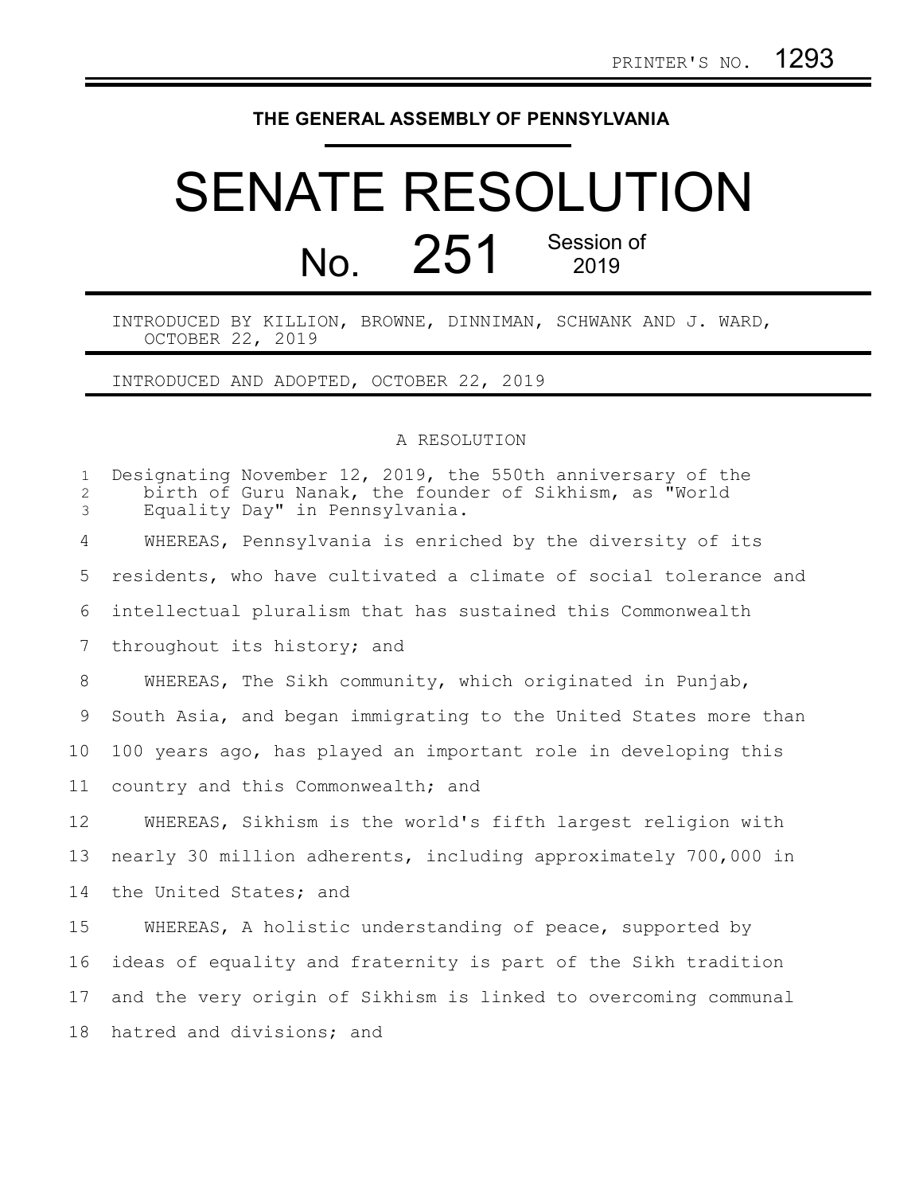PRINTER'S NO. 1293

# THE GENERAL ASSEMBLY OF PENNSYLVANIA

# SENATE RESOLUTION

## No. 251 Session of 2019

INTRODUCED BY KILLION, BROWNE, DINNIMAN, SCHWANK AND J. WARD, OCTOBER 22, 2019

INTRODUCED AND ADOPTED, OCTOBER 22, 2019

A RESOLUTION

Designating November 12, 2019, the 550th anniversary of the birth of Guru Nanak, the founder of Sikhism, as "World Equality Day" in Pennsylvania.

WHEREAS, Pennsylvania is enriched by the diversity of its residents, who have cultivated a climate of social tolerance and intellectual pluralism that has sustained this Commonwealth throughout its history; and

WHEREAS, The Sikh community, which originated in Punjab, South Asia, and began immigrating to the United States more than 100 years ago, has played an important role in developing this country and this Commonwealth; and

WHEREAS, Sikhism is the world's fifth largest religion with nearly 30 million adherents, including approximately 700,000 in the United States; and

WHEREAS, A holistic understanding of peace, supported by ideas of equality and fraternity is part of the Sikh tradition and the very origin of Sikhism is linked to overcoming communal hatred and divisions; and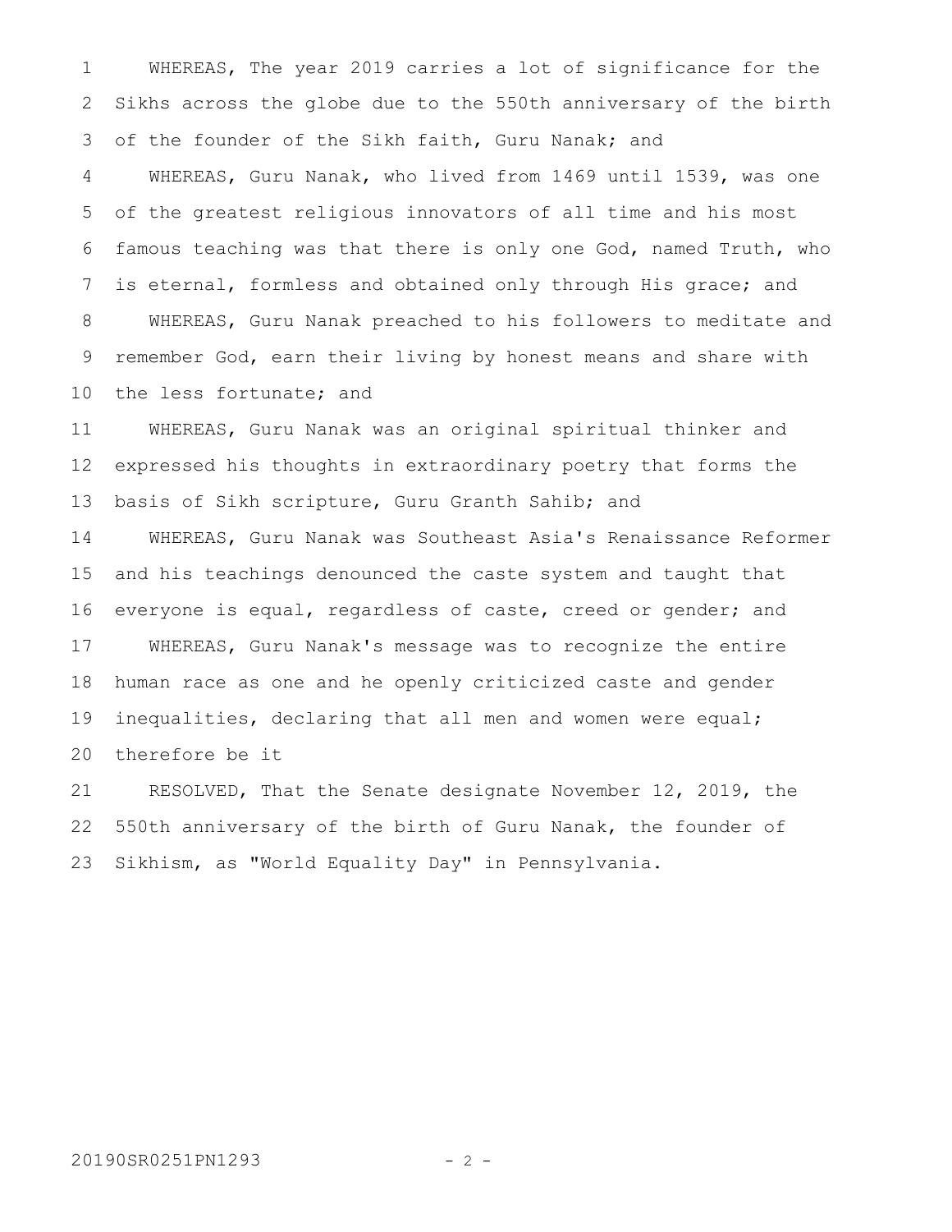WHEREAS, The year 2019 carries a lot of significance for the Sikhs across the globe due to the 550th anniversary of the birth of the founder of the Sikh faith, Guru Nanak; and

WHEREAS, Guru Nanak, who lived from 1469 until 1539, was one of the greatest religious innovators of all time and his most famous teaching was that there is only one God, named Truth, who is eternal, formless and obtained only through His grace; and

WHEREAS, Guru Nanak preached to his followers to meditate and remember God, earn their living by honest means and share with the less fortunate; and

WHEREAS, Guru Nanak was an original spiritual thinker and expressed his thoughts in extraordinary poetry that forms the basis of Sikh scripture, Guru Granth Sahib; and

WHEREAS, Guru Nanak was Southeast Asia's Renaissance Reformer and his teachings denounced the caste system and taught that everyone is equal, regardless of caste, creed or gender; and

WHEREAS, Guru Nanak's message was to recognize the entire human race as one and he openly criticized caste and gender inequalities, declaring that all men and women were equal; therefore be it

RESOLVED, That the Senate designate November 12, 2019, the 550th anniversary of the birth of Guru Nanak, the founder of Sikhism, as "World Equality Day" in Pennsylvania.